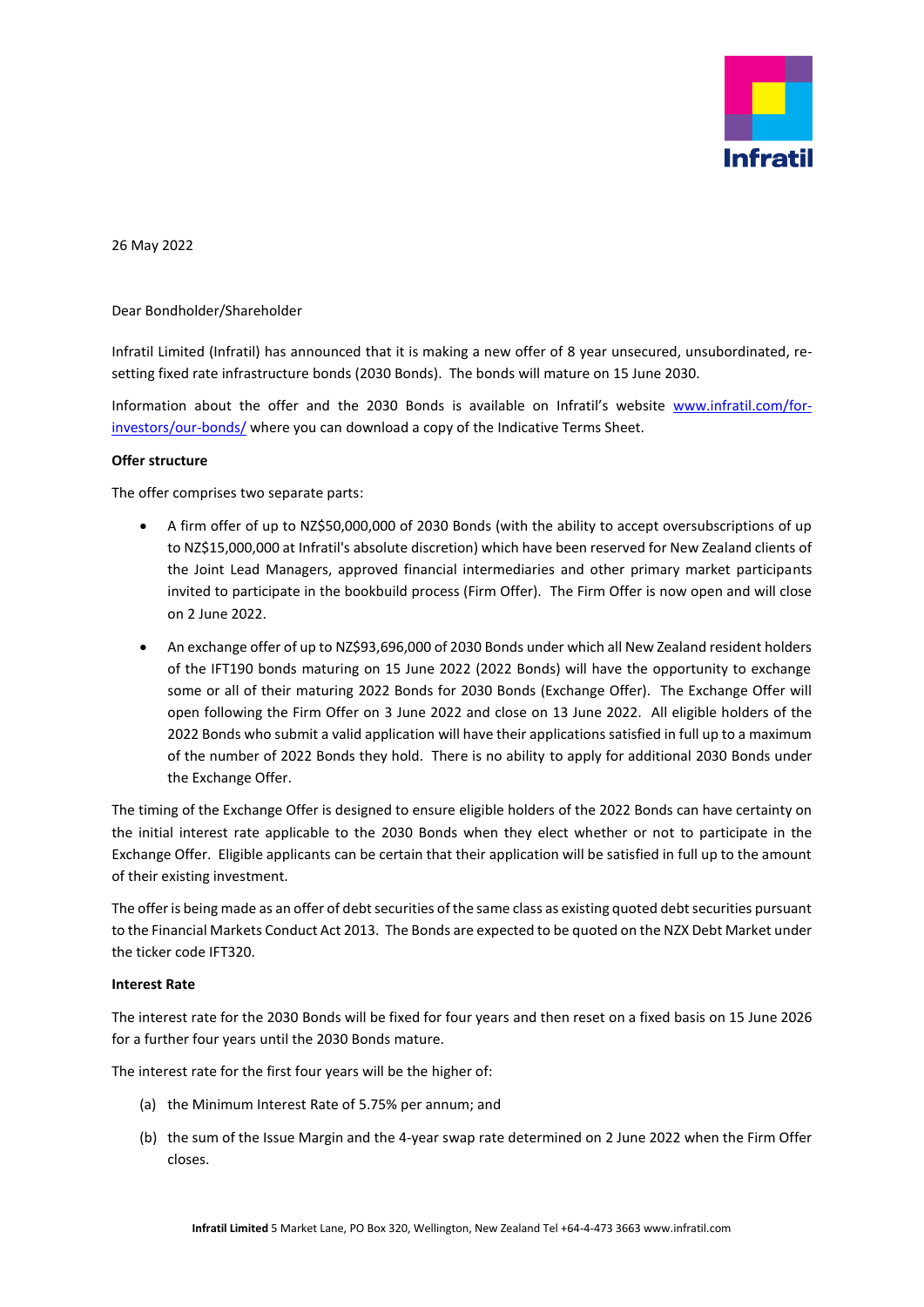26 May 2022

Dear Bondholder/Shareholder

Infratil Limited (Infratil) has announced that it is making a new offer of 8 year unsecured, unsubordinated, re-setting fixed rate infrastructure bonds (2030 Bonds). The bonds will mature on 15 June 2030.

Information about the offer and the 2030 Bonds is available on Infratil's website www.infratil.com/for-investors/our-bonds/ where you can download a copy of the Indicative Terms Sheet.

**Offer structure**

The offer comprises two separate parts:

- A firm offer of up to NZ$50,000,000 of 2030 Bonds (with the ability to accept oversubscriptions of up to NZ$15,000,000 at Infratil's absolute discretion) which have been reserved for New Zealand clients of the Joint Lead Managers, approved financial intermediaries and other primary market participants invited to participate in the bookbuild process (Firm Offer). The Firm Offer is now open and will close on 2 June 2022.
- An exchange offer of up to NZ$93,696,000 of 2030 Bonds under which all New Zealand resident holders of the IFT190 bonds maturing on 15 June 2022 (2022 Bonds) will have the opportunity to exchange some or all of their maturing 2022 Bonds for 2030 Bonds (Exchange Offer). The Exchange Offer will open following the Firm Offer on 3 June 2022 and close on 13 June 2022. All eligible holders of the 2022 Bonds who submit a valid application will have their applications satisfied in full up to a maximum of the number of 2022 Bonds they hold. There is no ability to apply for additional 2030 Bonds under the Exchange Offer.

The timing of the Exchange Offer is designed to ensure eligible holders of the 2022 Bonds can have certainty on the initial interest rate applicable to the 2030 Bonds when they elect whether or not to participate in the Exchange Offer. Eligible applicants can be certain that their application will be satisfied in full up to the amount of their existing investment.

The offer is being made as an offer of debt securities of the same class as existing quoted debt securities pursuant to the Financial Markets Conduct Act 2013. The Bonds are expected to be quoted on the NZX Debt Market under the ticker code IFT320.

**Interest Rate**

The interest rate for the 2030 Bonds will be fixed for four years and then reset on a fixed basis on 15 June 2026 for a further four years until the 2030 Bonds mature.

The interest rate for the first four years will be the higher of:

(a) the Minimum Interest Rate of 5.75% per annum; and

(b) the sum of the Issue Margin and the 4-year swap rate determined on 2 June 2022 when the Firm Offer closes.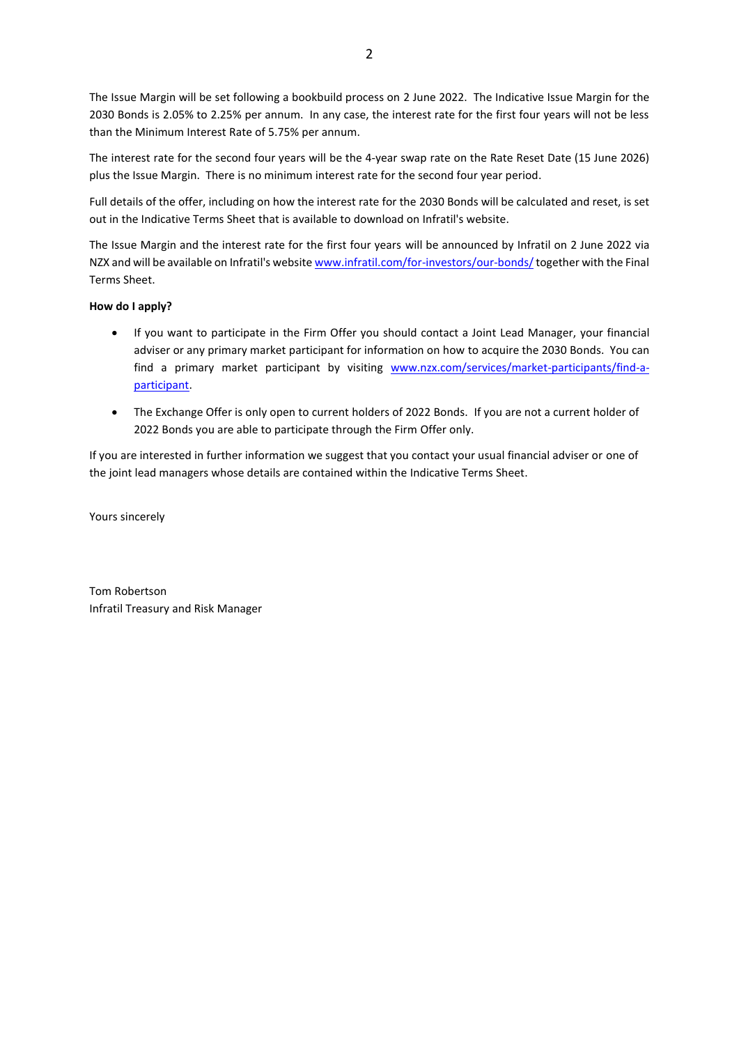The Issue Margin will be set following a bookbuild process on 2 June 2022. The Indicative Issue Margin for the 2030 Bonds is 2.05% to 2.25% per annum. In any case, the interest rate for the first four years will not be less than the Minimum Interest Rate of 5.75% per annum.

The interest rate for the second four years will be the 4-year swap rate on the Rate Reset Date (15 June 2026) plus the Issue Margin. There is no minimum interest rate for the second four year period.

Full details of the offer, including on how the interest rate for the 2030 Bonds will be calculated and reset, is set out in the Indicative Terms Sheet that is available to download on Infratil's website.

The Issue Margin and the interest rate for the first four years will be announced by Infratil on 2 June 2022 via NZX and will be available on Infratil's website [www.infratil.com/for-investors/our-bonds/](www.infratil.com/for-investors/our-bonds/) together with the Final Terms Sheet.

**How do I apply?**

- If you want to participate in the Firm Offer you should contact a Joint Lead Manager, your financial adviser or any primary market participant for information on how to acquire the 2030 Bonds. You can find a primary market participant by visiting [www.nzx.com/services/market-participants/find-a-participant](www.nzx.com/services/market-participants/find-a-participant).
- The Exchange Offer is only open to current holders of 2022 Bonds. If you are not a current holder of 2022 Bonds you are able to participate through the Firm Offer only.

If you are interested in further information we suggest that you contact your usual financial adviser or one of the joint lead managers whose details are contained within the Indicative Terms Sheet.

Yours sincerely

Tom Robertson
Infratil Treasury and Risk Manager